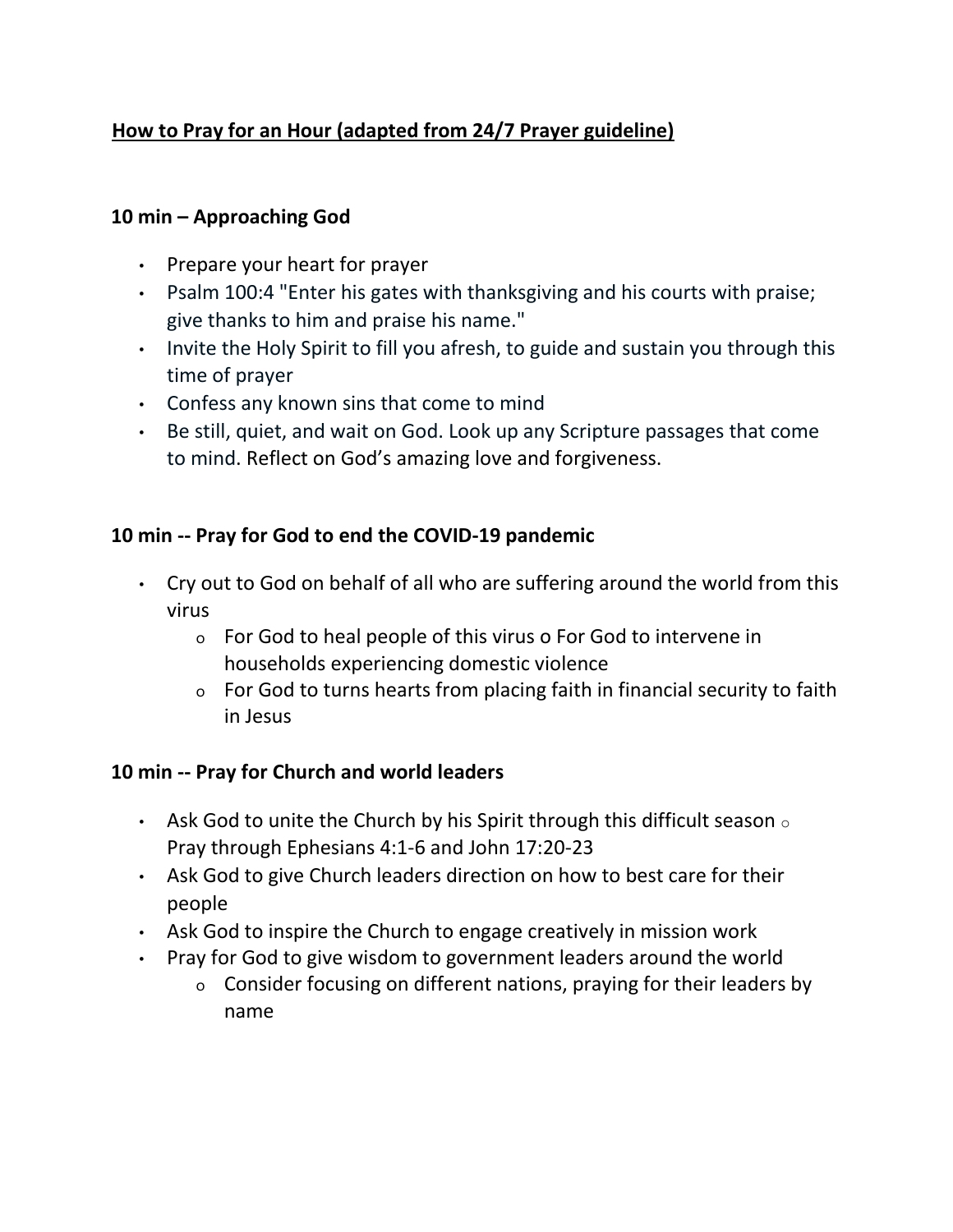**How to Pray for an Hour (adapted from 24/7 Prayer guideline)**

**10 min – Approaching God**

- Prepare your heart for prayer
- Psalm 100:4 "Enter his gates with thanksgiving and his courts with praise; give thanks to him and praise his name."
- Invite the Holy Spirit to fill you afresh, to guide and sustain you through this time of prayer
- Confess any known sins that come to mind
- Be still, quiet, and wait on God. Look up any Scripture passages that come to mind. Reflect on God's amazing love and forgiveness.

**10 min -- Pray for God to end the COVID-19 pandemic**

- Cry out to God on behalf of all who are suffering around the world from this virus
  - For God to heal people of this virus o For God to intervene in households experiencing domestic violence
  - For God to turns hearts from placing faith in financial security to faith in Jesus

**10 min -- Pray for Church and world leaders**

- Ask God to unite the Church by his Spirit through this difficult season o Pray through Ephesians 4:1-6 and John 17:20-23
- Ask God to give Church leaders direction on how to best care for their people
- Ask God to inspire the Church to engage creatively in mission work
- Pray for God to give wisdom to government leaders around the world
  - Consider focusing on different nations, praying for their leaders by name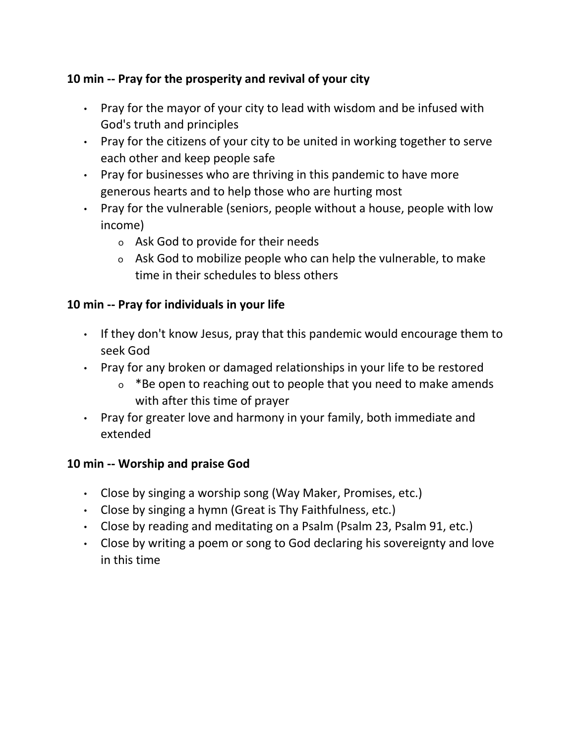**10 min -- Pray for the prosperity and revival of your city**

- Pray for the mayor of your city to lead with wisdom and be infused with God's truth and principles
- Pray for the citizens of your city to be united in working together to serve each other and keep people safe
- Pray for businesses who are thriving in this pandemic to have more generous hearts and to help those who are hurting most
- Pray for the vulnerable (seniors, people without a house, people with low income)
  - Ask God to provide for their needs
  - Ask God to mobilize people who can help the vulnerable, to make time in their schedules to bless others

**10 min -- Pray for individuals in your life**

- If they don't know Jesus, pray that this pandemic would encourage them to seek God
- Pray for any broken or damaged relationships in your life to be restored
  - *Be open to reaching out to people that you need to make amends with after this time of prayer
- Pray for greater love and harmony in your family, both immediate and extended

**10 min -- Worship and praise God**

- Close by singing a worship song (Way Maker, Promises, etc.)
- Close by singing a hymn (Great is Thy Faithfulness, etc.)
- Close by reading and meditating on a Psalm (Psalm 23, Psalm 91, etc.)
- Close by writing a poem or song to God declaring his sovereignty and love in this time